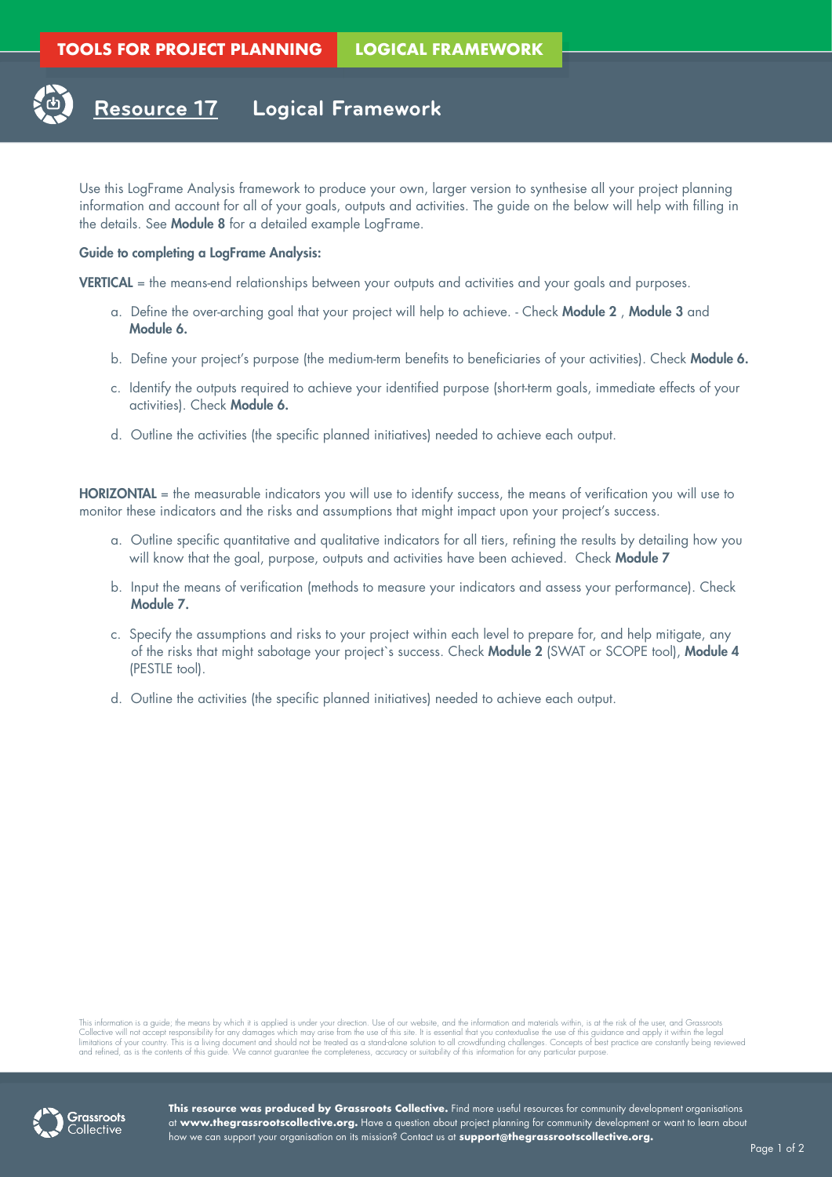TOOLS FOR PROJECT PLANNING | LOGICAL FRAMEWORK

# Resource 17 Logical Framework

Use this LogFrame Analysis framework to produce your own, larger version to synthesise all your project planning information and account for all of your goals, outputs and activities. The guide on the below will help with filling in the details. See **Module 8** for a detailed example LogFrame.

**Guide to completing a LogFrame Analysis:**

**VERTICAL** = the means-end relationships between your outputs and activities and your goals and purposes.

a. Define the over-arching goal that your project will help to achieve. - Check **Module 2** , **Module 3** and **Module 6.**

b. Define your project's purpose (the medium-term benefits to beneficiaries of your activities). Check **Module 6.**

c. Identify the outputs required to achieve your identified purpose (short-term goals, immediate effects of your activities). Check **Module 6.**

d. Outline the activities (the specific planned initiatives) needed to achieve each output.

**HORIZONTAL** = the measurable indicators you will use to identify success, the means of verification you will use to monitor these indicators and the risks and assumptions that might impact upon your project's success.

a. Outline specific quantitative and qualitative indicators for all tiers, refining the results by detailing how you will know that the goal, purpose, outputs and activities have been achieved. Check **Module 7**

b. Input the means of verification (methods to measure your indicators and assess your performance). Check **Module 7.**

c. Specify the assumptions and risks to your project within each level to prepare for, and help mitigate, any of the risks that might sabotage your project`s success. Check **Module 2** (SWAT or SCOPE tool), **Module 4** (PESTLE tool).

d. Outline the activities (the specific planned initiatives) needed to achieve each output.

This information is a guide; the means by which it is applied is under your direction. Use of our website, and the information and materials within, is at the risk of the user, and Grassroots Collective will not accept responsibility for any damages which may arise from the use of this site. It is essential that you contextualise the use of this guidance and apply it within the legal limitations of your country. This is a living document and should not be treated as a stand-alone solution to all crowdfunding challenges. Concepts of best practice are constantly being reviewed and refined, as is the contents of this guide. We cannot guarantee the completeness, accuracy or suitability of this information for any particular purpose.

**This resource was produced by Grassroots Collective.** Find more useful resources for community development organisations at **www.thegrassrootscollective.org.** Have a question about project planning for community development or want to learn about how we can support your organisation on its mission? Contact us at **support@thegrassrootscollective.org.**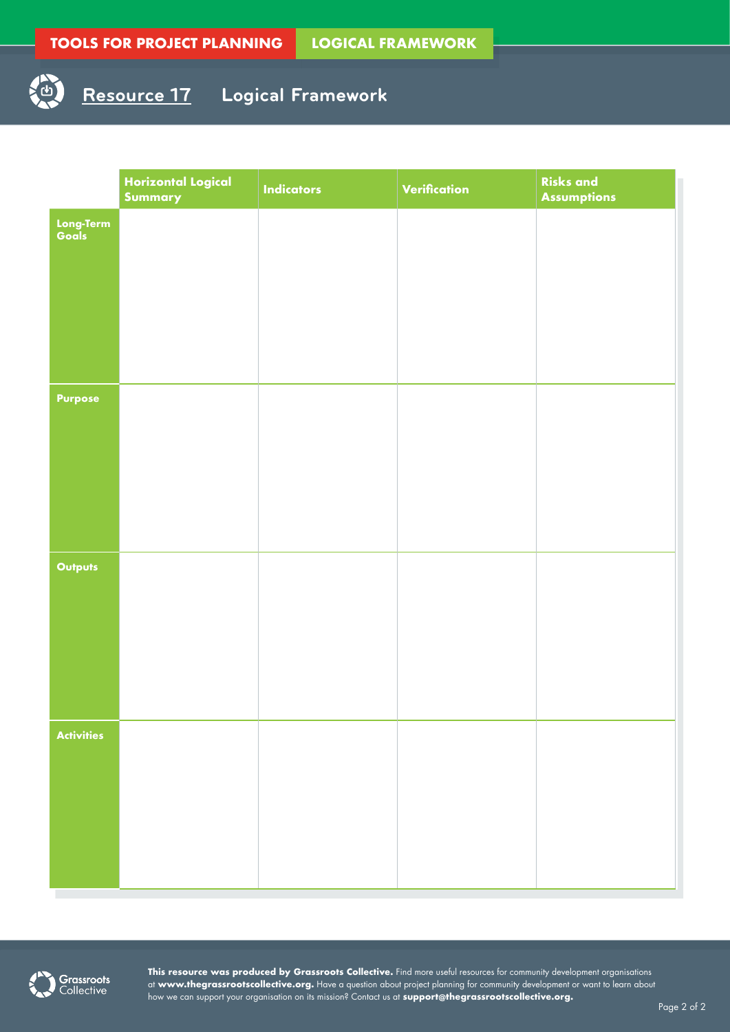TOOLS FOR PROJECT PLANNING | LOGICAL FRAMEWORK

## Resource 17 Logical Framework

| | Horizontal Logical Summary | Indicators | Verification | Risks and Assumptions |
|---|---|---|---|---|
| **Long-Term Goals** | | | | |
| **Purpose** | | | | |
| **Outputs** | | | | |
| **Activities** | | | | |

**This resource was produced by Grassroots Collective.** Find more useful resources for community development organisations at **www.thegrassrootscollective.org.** Have a question about project planning for community development or want to learn about how we can support your organisation on its mission? Contact us at **support@thegrassrootscollective.org.**